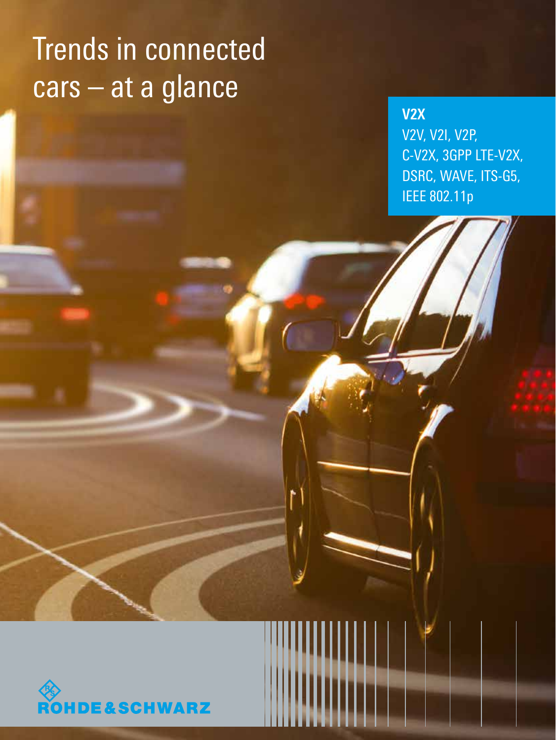# Trends in connected cars – at a glance

**V2X**

V2V, V2I, V2P, C-V2X, 3GPP LTE-V2X, DSRC, WAVE, ITS-G5, IEEE 802.11p

ROHDE&SCHWARZ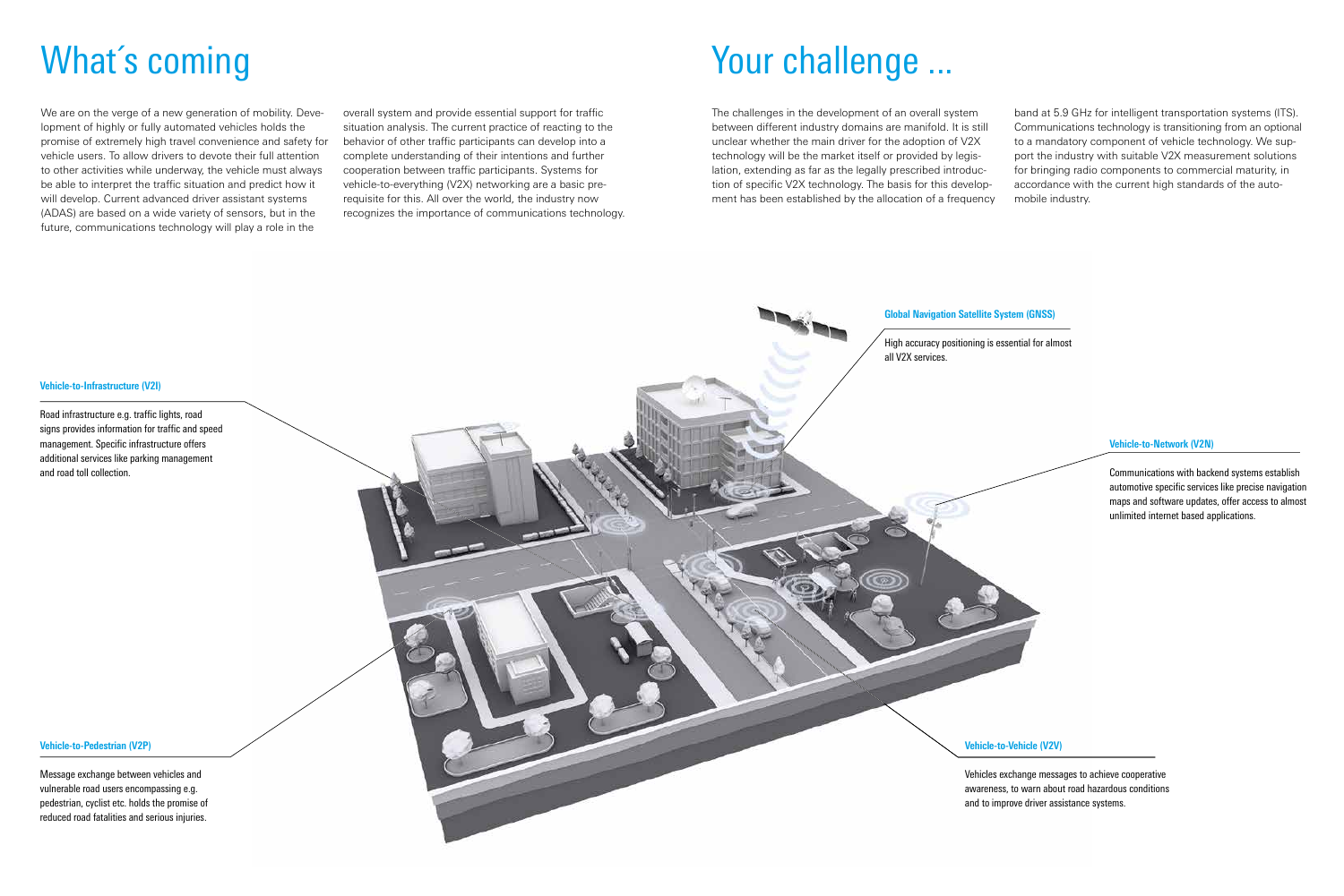# What´s coming

We are on the verge of a new generation of mobility. Development of highly or fully automated vehicles holds the promise of extremely high travel convenience and safety for vehicle users. To allow drivers to devote their full attention to other activities while underway, the vehicle must always be able to interpret the traffic situation and predict how it will develop. Current advanced driver assistant systems (ADAS) are based on a wide variety of sensors, but in the future, communications technology will play a role in the overall system and provide essential support for traffic situation analysis. The current practice of reacting to the behavior of other traffic participants can develop into a complete understanding of their intentions and further cooperation between traffic participants. Systems for vehicle-to-everything (V2X) networking are a basic prerequisite for this. All over the world, the industry now recognizes the importance of communications technology.

# Your challenge ...

The challenges in the development of an overall system between different industry domains are manifold. It is still unclear whether the main driver for the adoption of V2X technology will be the market itself or provided by legislation, extending as far as the legally prescribed introduction of specific V2X technology. The basis for this development has been established by the allocation of a frequency band at 5.9 GHz for intelligent transportation systems (ITS). Communications technology is transitioning from an optional to a mandatory component of vehicle technology. We support the industry with suitable V2X measurement solutions for bringing radio components to commercial maturity, in accordance with the current high standards of the automobile industry.

**Vehicle-to-Infrastructure (V2I)**

Road infrastructure e.g. traffic lights, road signs provides information for traffic and speed management. Specific infrastructure offers additional services like parking management and road toll collection.

**Global Navigation Satellite System (GNSS)**

High accuracy positioning is essential for almost all V2X services.

**Vehicle-to-Network (V2N)**

Communications with backend systems establish automotive specific services like precise navigation maps and software updates, offer access to almost unlimited internet based applications.

**Vehicle-to-Pedestrian (V2P)**

Message exchange between vehicles and vulnerable road users encompassing e.g. pedestrian, cyclist etc. holds the promise of reduced road fatalities and serious injuries.

**Vehicle-to-Vehicle (V2V)**

Vehicles exchange messages to achieve cooperative awareness, to warn about road hazardous conditions and to improve driver assistance systems.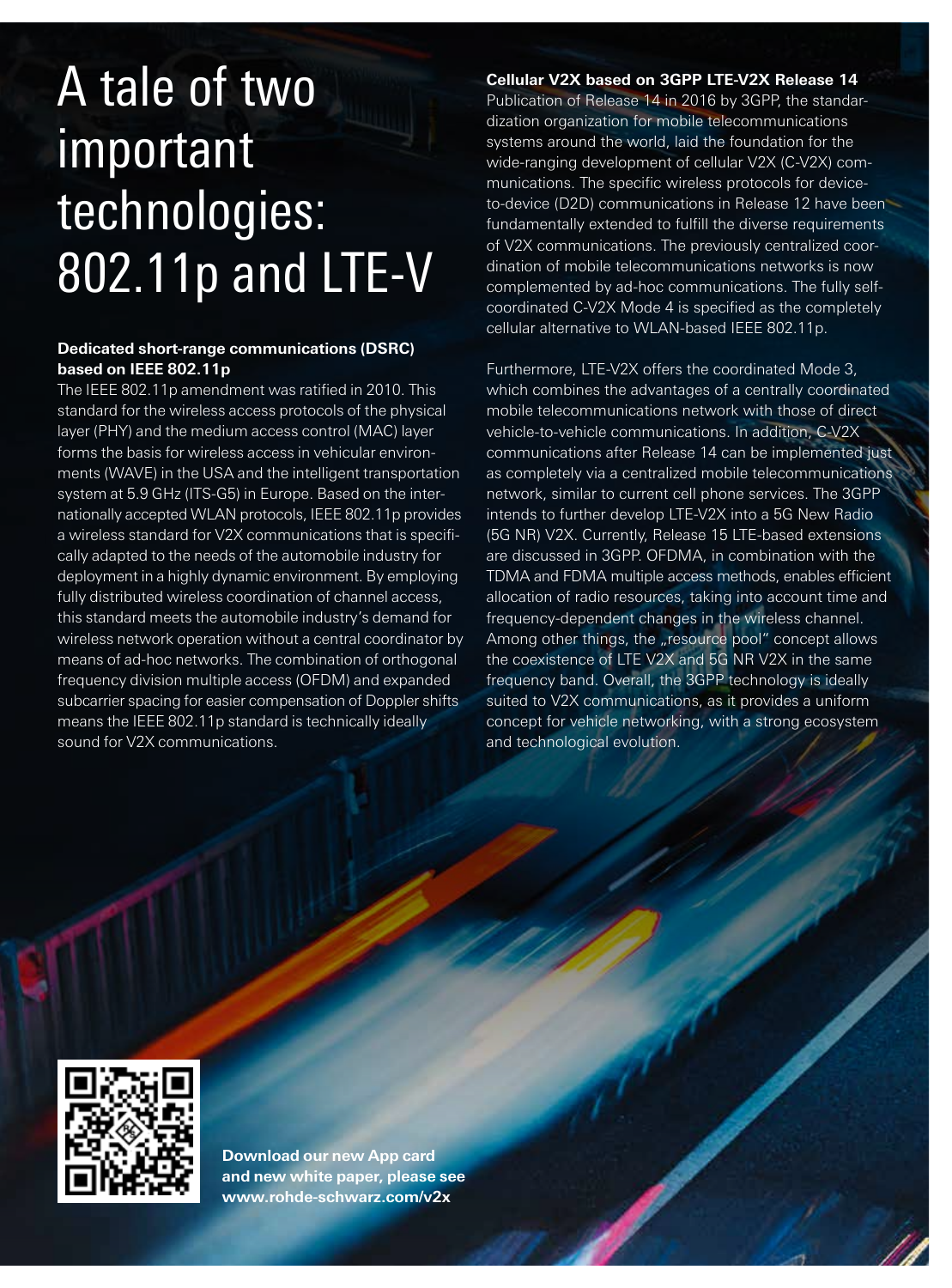# A tale of two important technologies: 802.11p and LTE-V

**Dedicated short-range communications (DSRC) based on IEEE 802.11p**

The IEEE 802.11p amendment was ratified in 2010. This standard for the wireless access protocols of the physical layer (PHY) and the medium access control (MAC) layer forms the basis for wireless access in vehicular environments (WAVE) in the USA and the intelligent transportation system at 5.9 GHz (ITS-G5) in Europe. Based on the internationally accepted WLAN protocols, IEEE 802.11p provides a wireless standard for V2X communications that is specifically adapted to the needs of the automobile industry for deployment in a highly dynamic environment. By employing fully distributed wireless coordination of channel access, this standard meets the automobile industry's demand for wireless network operation without a central coordinator by means of ad-hoc networks. The combination of orthogonal frequency division multiple access (OFDM) and expanded subcarrier spacing for easier compensation of Doppler shifts means the IEEE 802.11p standard is technically ideally sound for V2X communications.

**Cellular V2X based on 3GPP LTE-V2X Release 14**

Publication of Release 14 in 2016 by 3GPP, the standardization organization for mobile telecommunications systems around the world, laid the foundation for the wide-ranging development of cellular V2X (C-V2X) communications. The specific wireless protocols for device-to-device (D2D) communications in Release 12 have been fundamentally extended to fulfill the diverse requirements of V2X communications. The previously centralized coordination of mobile telecommunications networks is now complemented by ad-hoc communications. The fully self-coordinated C-V2X Mode 4 is specified as the completely cellular alternative to WLAN-based IEEE 802.11p.

Furthermore, LTE-V2X offers the coordinated Mode 3, which combines the advantages of a centrally coordinated mobile telecommunications network with those of direct vehicle-to-vehicle communications. In addition, C-V2X communications after Release 14 can be implemented just as completely via a centralized mobile telecommunications network, similar to current cell phone services. The 3GPP intends to further develop LTE-V2X into a 5G New Radio (5G NR) V2X. Currently, Release 15 LTE-based extensions are discussed in 3GPP. OFDMA, in combination with the TDMA and FDMA multiple access methods, enables efficient allocation of radio resources, taking into account time and frequency-dependent changes in the wireless channel. Among other things, the „resource pool" concept allows the coexistence of LTE V2X and 5G NR V2X in the same frequency band. Overall, the 3GPP technology is ideally suited to V2X communications, as it provides a uniform concept for vehicle networking, with a strong ecosystem and technological evolution.

**Download our new App card and new white paper, please see www.rohde-schwarz.com/v2x**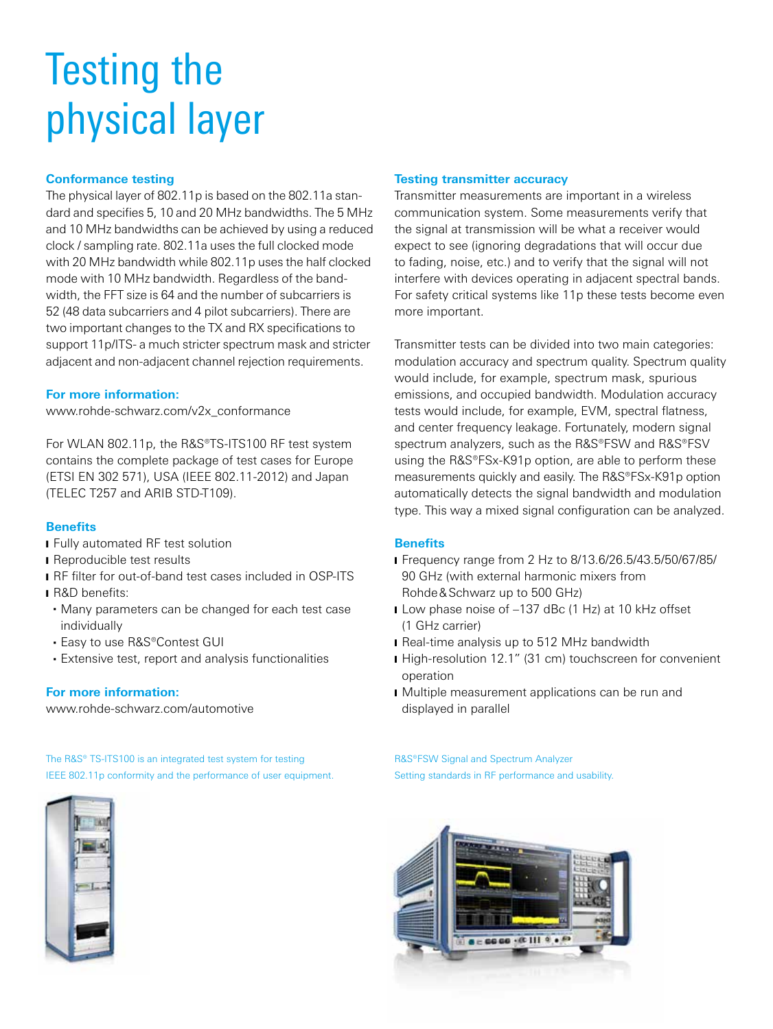# Testing the physical layer

### Conformance testing

The physical layer of 802.11p is based on the 802.11a standard and specifies 5, 10 and 20 MHz bandwidths. The 5 MHz and 10 MHz bandwidths can be achieved by using a reduced clock / sampling rate. 802.11a uses the full clocked mode with 20 MHz bandwidth while 802.11p uses the half clocked mode with 10 MHz bandwidth. Regardless of the bandwidth, the FFT size is 64 and the number of subcarriers is 52 (48 data subcarriers and 4 pilot subcarriers). There are two important changes to the TX and RX specifications to support 11p/ITS- a much stricter spectrum mask and stricter adjacent and non-adjacent channel rejection requirements.

### For more information:

www.rohde-schwarz.com/v2x_conformance

For WLAN 802.11p, the R&S®TS-ITS100 RF test system contains the complete package of test cases for Europe (ETSI EN 302 571), USA (IEEE 802.11-2012) and Japan (TELEC T257 and ARIB STD-T109).

### Benefits

- Fully automated RF test solution
- Reproducible test results
- RF filter for out-of-band test cases included in OSP-ITS
- R&D benefits:
  - Many parameters can be changed for each test case individually
  - Easy to use R&S®Contest GUI
  - Extensive test, report and analysis functionalities

### For more information:

www.rohde-schwarz.com/automotive

The R&S® TS-ITS100 is an integrated test system for testing IEEE 802.11p conformity and the performance of user equipment.

### Testing transmitter accuracy

Transmitter measurements are important in a wireless communication system. Some measurements verify that the signal at transmission will be what a receiver would expect to see (ignoring degradations that will occur due to fading, noise, etc.) and to verify that the signal will not interfere with devices operating in adjacent spectral bands. For safety critical systems like 11p these tests become even more important.

Transmitter tests can be divided into two main categories: modulation accuracy and spectrum quality. Spectrum quality would include, for example, spectrum mask, spurious emissions, and occupied bandwidth. Modulation accuracy tests would include, for example, EVM, spectral flatness, and center frequency leakage. Fortunately, modern signal spectrum analyzers, such as the R&S®FSW and R&S®FSV using the R&S®FSx-K91p option, are able to perform these measurements quickly and easily. The R&S®FSx-K91p option automatically detects the signal bandwidth and modulation type. This way a mixed signal configuration can be analyzed.

### Benefits

- Frequency range from 2 Hz to 8/13.6/26.5/43.5/50/67/85/90 GHz (with external harmonic mixers from Rohde & Schwarz up to 500 GHz)
- Low phase noise of –137 dBc (1 Hz) at 10 kHz offset (1 GHz carrier)
- Real-time analysis up to 512 MHz bandwidth
- High-resolution 12.1" (31 cm) touchscreen for convenient operation
- Multiple measurement applications can be run and displayed in parallel

R&S®FSW Signal and Spectrum Analyzer
Setting standards in RF performance and usability.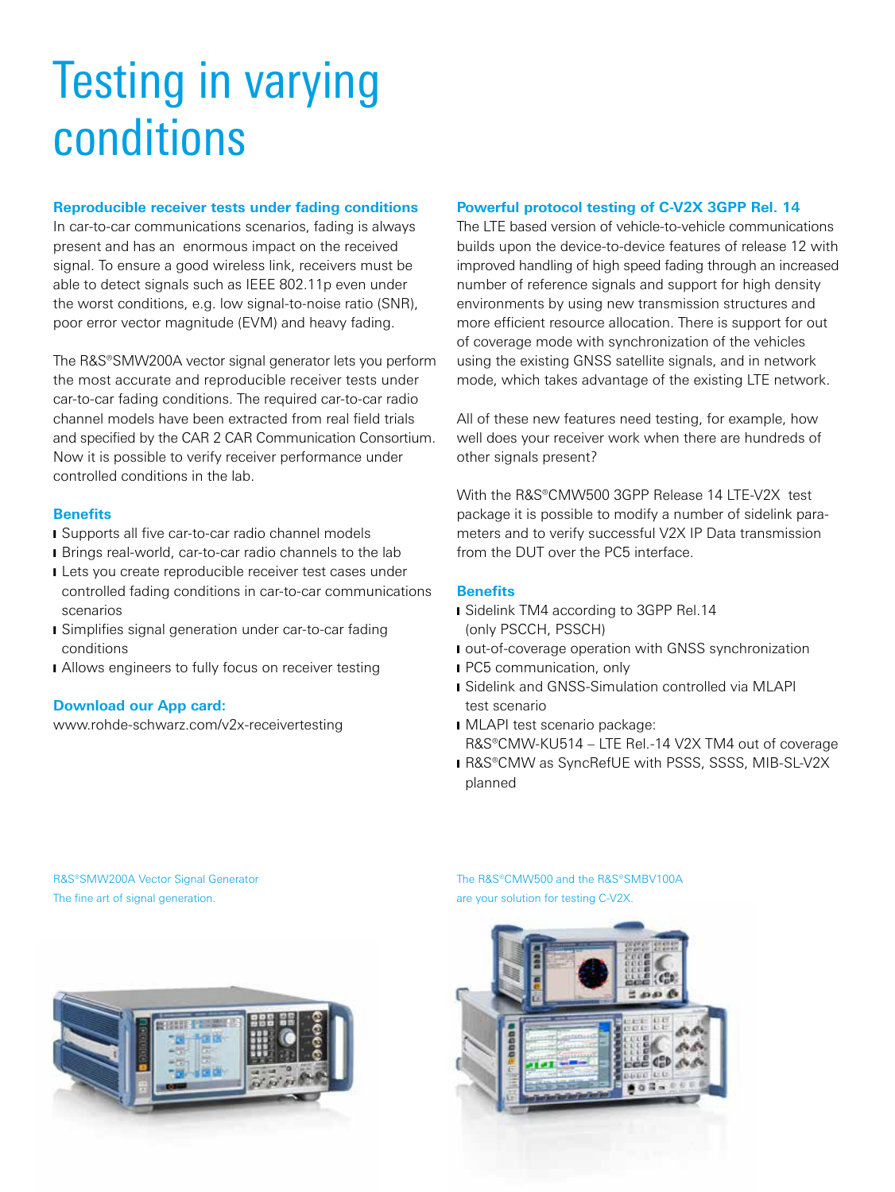# Testing in varying conditions

### Reproducible receiver tests under fading conditions

In car-to-car communications scenarios, fading is always present and has an enormous impact on the received signal. To ensure a good wireless link, receivers must be able to detect signals such as IEEE 802.11p even under the worst conditions, e.g. low signal-to-noise ratio (SNR), poor error vector magnitude (EVM) and heavy fading.

The R&S®SMW200A vector signal generator lets you perform the most accurate and reproducible receiver tests under car-to-car fading conditions. The required car-to-car radio channel models have been extracted from real field trials and specified by the CAR 2 CAR Communication Consortium. Now it is possible to verify receiver performance under controlled conditions in the lab.

### Benefits

- Supports all five car-to-car radio channel models
- Brings real-world, car-to-car radio channels to the lab
- Lets you create reproducible receiver test cases under controlled fading conditions in car-to-car communications scenarios
- Simplifies signal generation under car-to-car fading conditions
- Allows engineers to fully focus on receiver testing

### Download our App card:

www.rohde-schwarz.com/v2x-receivertesting

### Powerful protocol testing of C-V2X 3GPP Rel. 14

The LTE based version of vehicle-to-vehicle communications builds upon the device-to-device features of release 12 with improved handling of high speed fading through an increased number of reference signals and support for high density environments by using new transmission structures and more efficient resource allocation. There is support for out of coverage mode with synchronization of the vehicles using the existing GNSS satellite signals, and in network mode, which takes advantage of the existing LTE network.

All of these new features need testing, for example, how well does your receiver work when there are hundreds of other signals present?

With the R&S®CMW500 3GPP Release 14 LTE-V2X test package it is possible to modify a number of sidelink parameters and to verify successful V2X IP Data transmission from the DUT over the PC5 interface.

### Benefits

- Sidelink TM4 according to 3GPP Rel.14 (only PSCCH, PSSCH)
- out-of-coverage operation with GNSS synchronization
- PC5 communication, only
- Sidelink and GNSS-Simulation controlled via MLAPI test scenario
- MLAPI test scenario package: R&S®CMW-KU514 – LTE Rel.-14 V2X TM4 out of coverage
- R&S®CMW as SyncRefUE with PSSS, SSSS, MIB-SL-V2X planned

R&S®SMW200A Vector Signal Generator
The fine art of signal generation.

The R&S®CMW500 and the R&S®SMBV100A are your solution for testing C-V2X.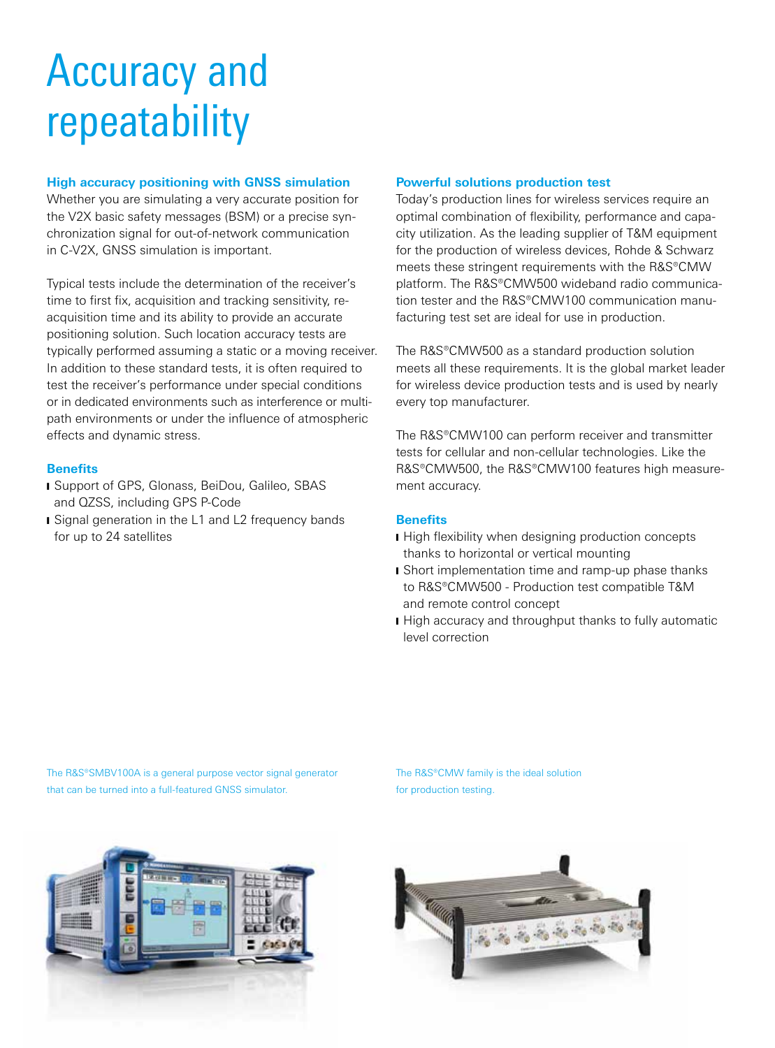# Accuracy and repeatability

### High accuracy positioning with GNSS simulation

Whether you are simulating a very accurate position for the V2X basic safety messages (BSM) or a precise synchronization signal for out-of-network communication in C-V2X, GNSS simulation is important.

Typical tests include the determination of the receiver's time to first fix, acquisition and tracking sensitivity, reacquisition time and its ability to provide an accurate positioning solution. Such location accuracy tests are typically performed assuming a static or a moving receiver. In addition to these standard tests, it is often required to test the receiver's performance under special conditions or in dedicated environments such as interference or multipath environments or under the influence of atmospheric effects and dynamic stress.

### Benefits

- Support of GPS, Glonass, BeiDou, Galileo, SBAS and QZSS, including GPS P-Code
- Signal generation in the L1 and L2 frequency bands for up to 24 satellites

### Powerful solutions production test

Today's production lines for wireless services require an optimal combination of flexibility, performance and capacity utilization. As the leading supplier of T&M equipment for the production of wireless devices, Rohde & Schwarz meets these stringent requirements with the R&S®CMW platform. The R&S®CMW500 wideband radio communication tester and the R&S®CMW100 communication manufacturing test set are ideal for use in production.

The R&S®CMW500 as a standard production solution meets all these requirements. It is the global market leader for wireless device production tests and is used by nearly every top manufacturer.

The R&S®CMW100 can perform receiver and transmitter tests for cellular and non-cellular technologies. Like the R&S®CMW500, the R&S®CMW100 features high measurement accuracy.

### Benefits

- High flexibility when designing production concepts thanks to horizontal or vertical mounting
- Short implementation time and ramp-up phase thanks to R&S®CMW500 - Production test compatible T&M and remote control concept
- High accuracy and throughput thanks to fully automatic level correction

The R&S®SMBV100A is a general purpose vector signal generator that can be turned into a full-featured GNSS simulator.

The R&S®CMW family is the ideal solution for production testing.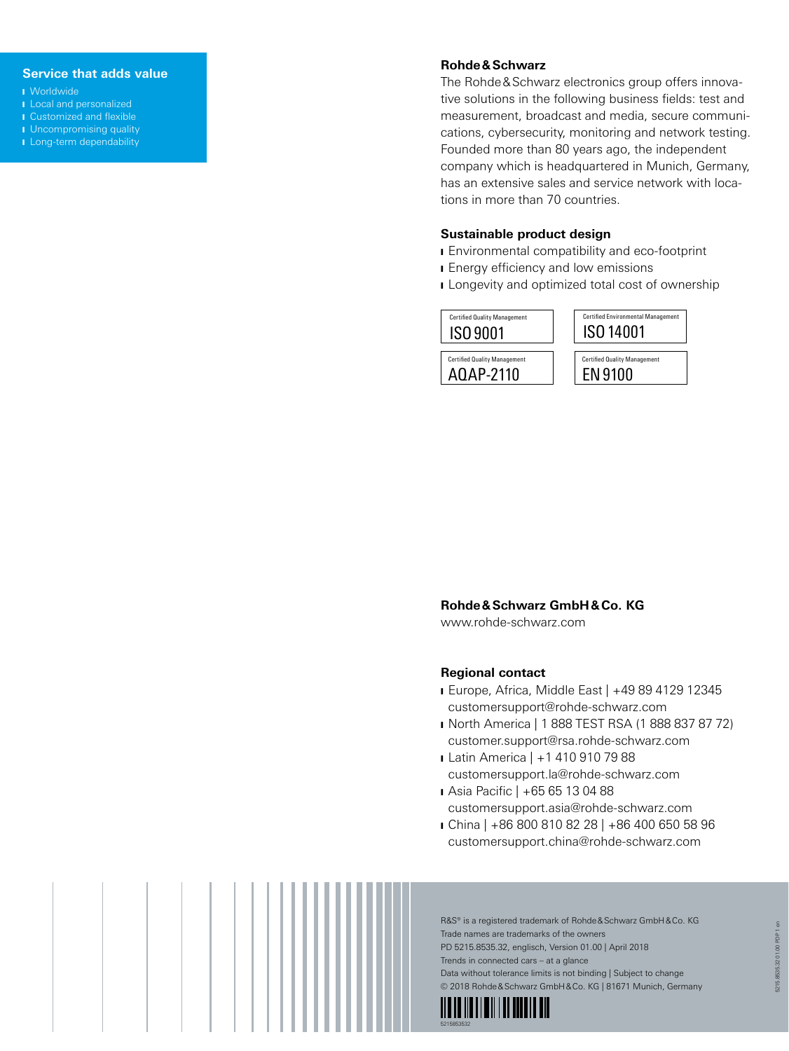**Service that adds value**

- Worldwide
- Local and personalized
- Customized and flexible
- Uncompromising quality
- Long-term dependability

## Rohde&Schwarz

The Rohde&Schwarz electronics group offers innovative solutions in the following business fields: test and measurement, broadcast and media, secure communications, cybersecurity, monitoring and network testing. Founded more than 80 years ago, the independent company which is headquartered in Munich, Germany, has an extensive sales and service network with locations in more than 70 countries.

## Sustainable product design

- Environmental compatibility and eco-footprint
- Energy efficiency and low emissions
- Longevity and optimized total cost of ownership

Certified Quality Management
ISO 9001

Certified Environmental Management
ISO 14001

Certified Quality Management
AQAP-2110

Certified Quality Management
EN 9100

## Rohde&Schwarz GmbH&Co. KG

www.rohde-schwarz.com

## Regional contact

- Europe, Africa, Middle East | +49 89 4129 12345
  customersupport@rohde-schwarz.com
- North America | 1 888 TEST RSA (1 888 837 87 72)
  customer.support@rsa.rohde-schwarz.com
- Latin America | +1 410 910 79 88
  customersupport.la@rohde-schwarz.com
- Asia Pacific | +65 65 13 04 88
  customersupport.asia@rohde-schwarz.com
- China | +86 800 810 82 28 | +86 400 650 58 96
  customersupport.china@rohde-schwarz.com

R&S® is a registered trademark of Rohde&Schwarz GmbH&Co. KG
Trade names are trademarks of the owners
PD 5215.8535.32, englisch, Version 01.00 | April 2018
Trends in connected cars – at a glance
Data without tolerance limits is not binding | Subject to change
© 2018 Rohde&Schwarz GmbH&Co. KG | 81671 Munich, Germany

5215853532

5215.8535.32 01.00 PDP 1 en